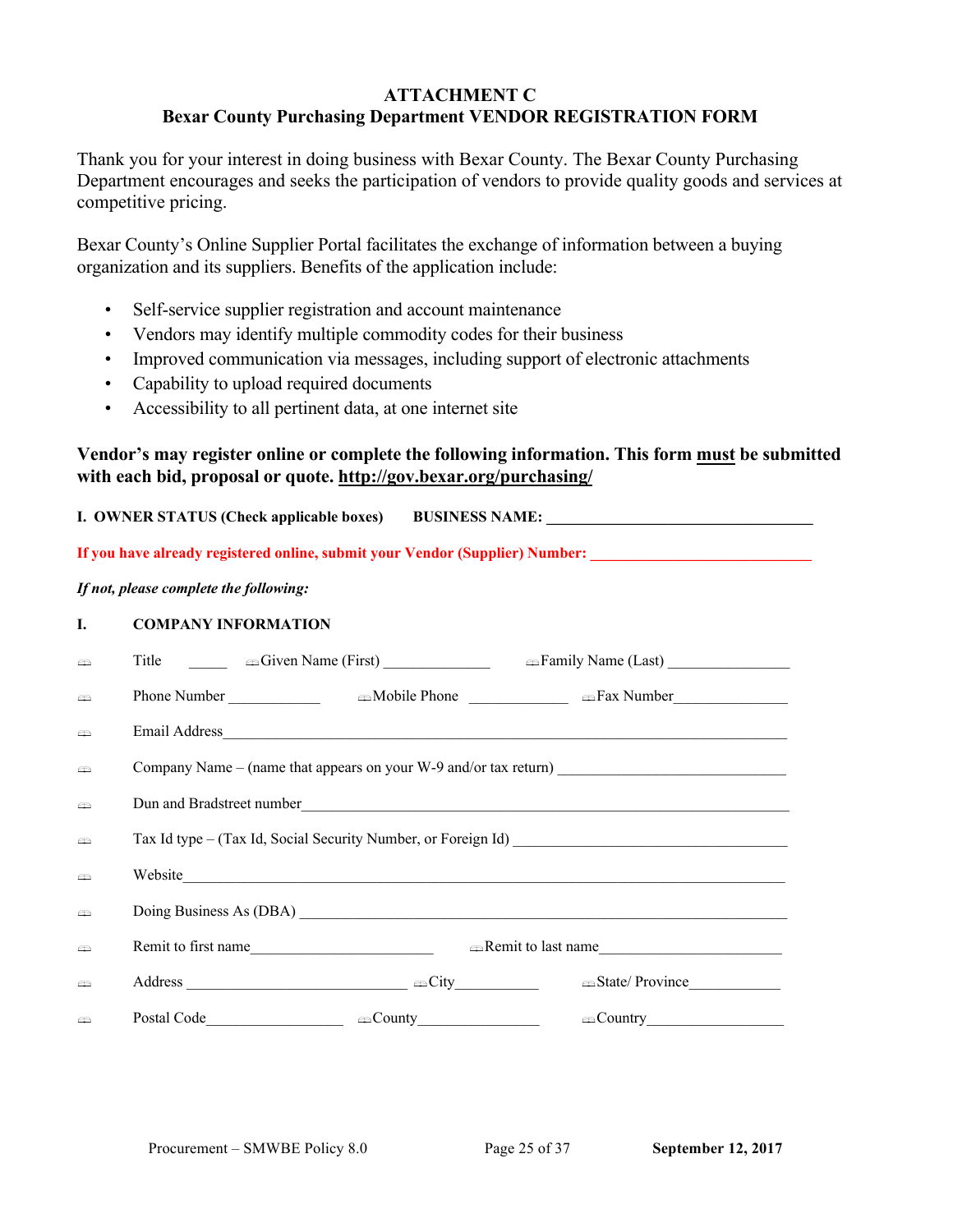# ATTACHMENT C
## Bexar County Purchasing Department VENDOR REGISTRATION FORM

Thank you for your interest in doing business with Bexar County. The Bexar County Purchasing Department encourages and seeks the participation of vendors to provide quality goods and services at competitive pricing.

Bexar County's Online Supplier Portal facilitates the exchange of information between a buying organization and its suppliers. Benefits of the application include:

- Self-service supplier registration and account maintenance
- Vendors may identify multiple commodity codes for their business
- Improved communication via messages, including support of electronic attachments
- Capability to upload required documents
- Accessibility to all pertinent data, at one internet site

**Vendor's may register online or complete the following information. This form <u>must</u> be submitted with each bid, proposal or quote. <u>http://gov.bexar.org/purchasing/</u>**

**I. OWNER STATUS (Check applicable boxes)** **BUSINESS NAME: ___________________________________**

**If you have already registered online, submit your Vendor (Supplier) Number: ____________________________**

***If not, please complete the following:***

**I. COMPANY INFORMATION**

- Title _____ Given Name (First) ______________ Family Name (Last) ________________
- Phone Number ____________ Mobile Phone _____________ Fax Number_______________
- Email Address_____________________________________________________________________
- Company Name – (name that appears on your W-9 and/or tax return) ______________________________
- Dun and Bradstreet number__________________________________________________________
- Tax Id type – (Tax Id, Social Security Number, or Foreign Id) ____________________________________
- Website___________________________________________________________________________
- Doing Business As (DBA) ___________________________________________________________
- Remit to first name_______________________ Remit to last name_______________________
- Address ____________________________ City___________ State/ Province____________
- Postal Code__________________ County________________ Country__________________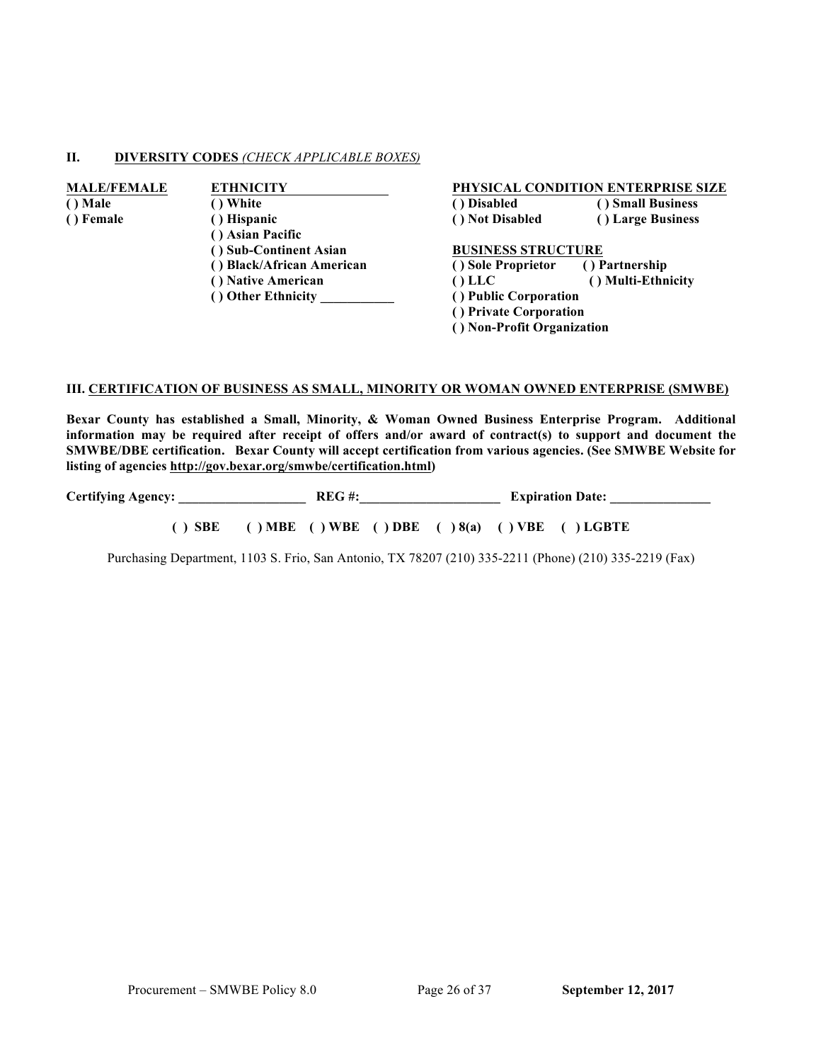## II. DIVERSITY CODES *(CHECK APPLICABLE BOXES)*

**MALE/FEMALE**
- **( ) Male**
- **( ) Female**

**ETHNICITY**
- **( ) White**
- **( ) Hispanic**
- **( ) Asian Pacific**
- **( ) Sub-Continent Asian**
- **( ) Black/African American**
- **( ) Native American**
- **( ) Other Ethnicity \_\_\_\_\_\_\_\_\_\_\_**

**PHYSICAL CONDITION**
- **( ) Disabled**
- **( ) Not Disabled**

**ENTERPRISE SIZE**
- **( ) Small Business**
- **( ) Large Business**

**BUSINESS STRUCTURE**
- **( ) Sole Proprietor**
- **( ) Partnership**
- **( ) LLC**
- **( ) Multi-Ethnicity**
- **( ) Public Corporation**
- **( ) Private Corporation**
- **( ) Non-Profit Organization**

## III. CERTIFICATION OF BUSINESS AS SMALL, MINORITY OR WOMAN OWNED ENTERPRISE (SMWBE)

**Bexar County has established a Small, Minority, & Woman Owned Business Enterprise Program. Additional information may be required after receipt of offers and/or award of contract(s) to support and document the SMWBE/DBE certification. Bexar County will accept certification from various agencies. (See SMWBE Website for listing of agencies http://gov.bexar.org/smwbe/certification.html)**

**Certifying Agency: \_\_\_\_\_\_\_\_\_\_\_\_\_\_\_\_\_\_\_ REG #:\_\_\_\_\_\_\_\_\_\_\_\_\_\_\_\_\_\_\_\_\_ Expiration Date: \_\_\_\_\_\_\_\_\_\_\_\_\_\_\_**

**( ) SBE ( ) MBE ( ) WBE ( ) DBE ( ) 8(a) ( ) VBE ( ) LGBTE**

Purchasing Department, 1103 S. Frio, San Antonio, TX 78207 (210) 335-2211 (Phone) (210) 335-2219 (Fax)